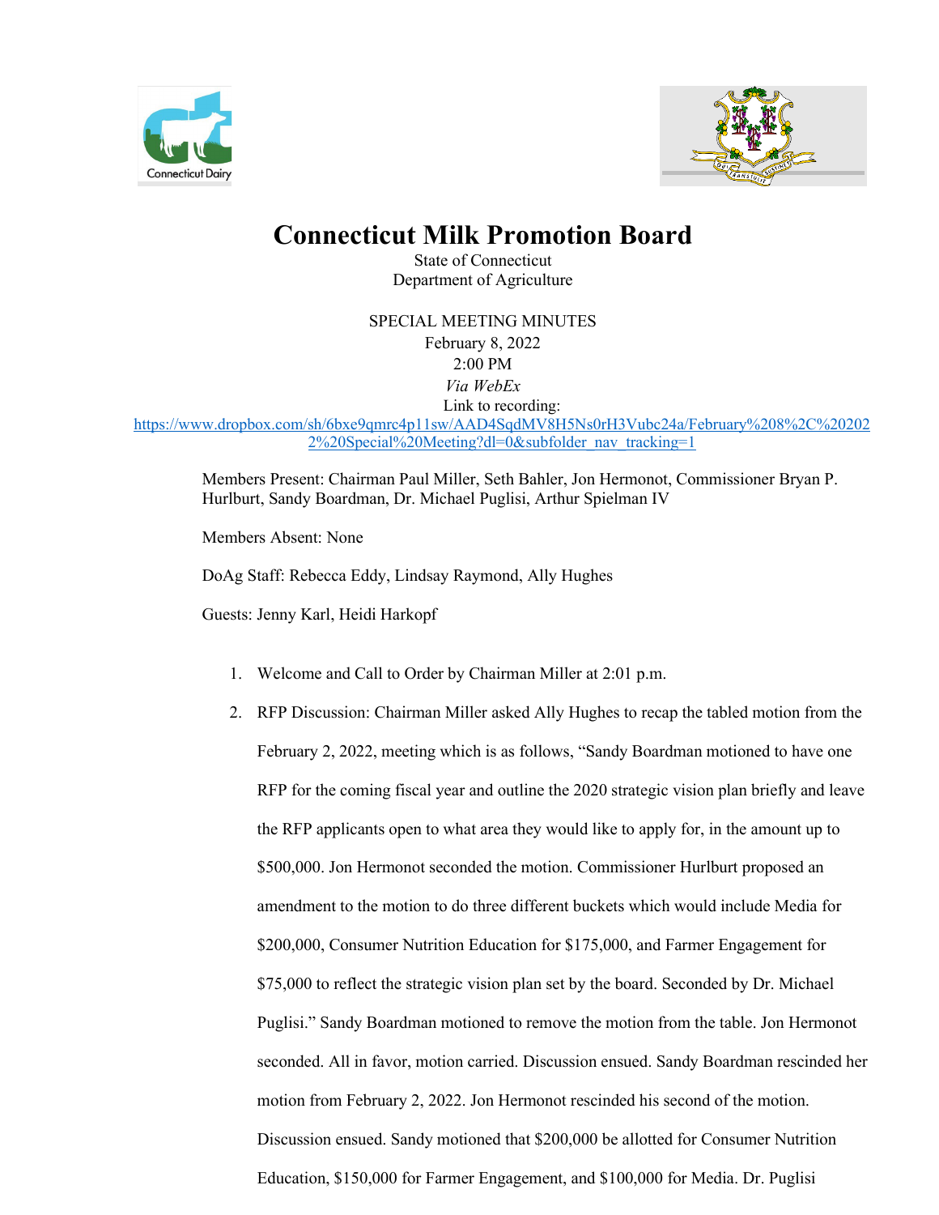# Connecticut Milk Promotion Board

State of Connecticut
Department of Agriculture

SPECIAL MEETING MINUTES
February 8, 2022
2:00 PM
*Via WebEx*
Link to recording:
https://www.dropbox.com/sh/6bxe9qmrc4p11sw/AAD4SqdMV8H5Ns0rH3Vubc24a/February%208%2C%202022%20Special%20Meeting?dl=0&subfolder_nav_tracking=1

Members Present: Chairman Paul Miller, Seth Bahler, Jon Hermonot, Commissioner Bryan P. Hurlburt, Sandy Boardman, Dr. Michael Puglisi, Arthur Spielman IV

Members Absent: None

DoAg Staff: Rebecca Eddy, Lindsay Raymond, Ally Hughes

Guests: Jenny Karl, Heidi Harkopf

1. Welcome and Call to Order by Chairman Miller at 2:01 p.m.
2. RFP Discussion: Chairman Miller asked Ally Hughes to recap the tabled motion from the February 2, 2022, meeting which is as follows, "Sandy Boardman motioned to have one RFP for the coming fiscal year and outline the 2020 strategic vision plan briefly and leave the RFP applicants open to what area they would like to apply for, in the amount up to $500,000. Jon Hermonot seconded the motion. Commissioner Hurlburt proposed an amendment to the motion to do three different buckets which would include Media for $200,000, Consumer Nutrition Education for $175,000, and Farmer Engagement for $75,000 to reflect the strategic vision plan set by the board. Seconded by Dr. Michael Puglisi." Sandy Boardman motioned to remove the motion from the table. Jon Hermonot seconded. All in favor, motion carried. Discussion ensued. Sandy Boardman rescinded her motion from February 2, 2022. Jon Hermonot rescinded his second of the motion. Discussion ensued. Sandy motioned that $200,000 be allotted for Consumer Nutrition Education, $150,000 for Farmer Engagement, and $100,000 for Media. Dr. Puglisi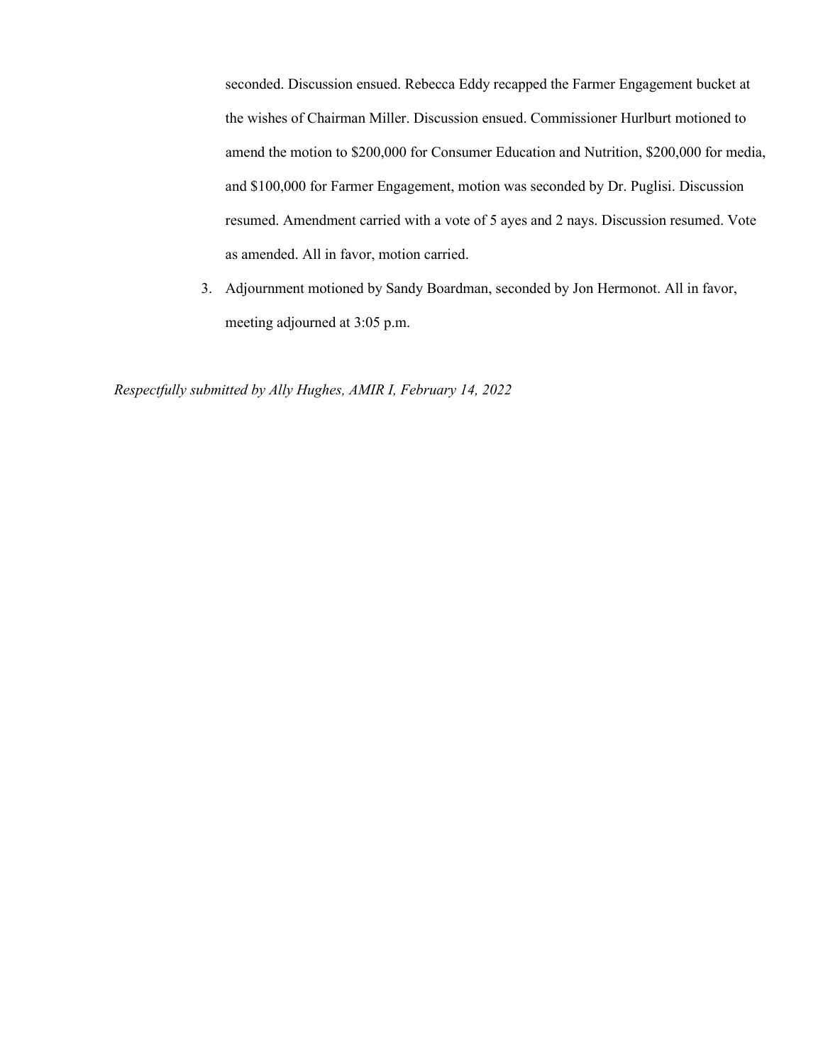seconded. Discussion ensued. Rebecca Eddy recapped the Farmer Engagement bucket at the wishes of Chairman Miller. Discussion ensued. Commissioner Hurlburt motioned to amend the motion to $200,000 for Consumer Education and Nutrition, $200,000 for media, and $100,000 for Farmer Engagement, motion was seconded by Dr. Puglisi. Discussion resumed. Amendment carried with a vote of 5 ayes and 2 nays. Discussion resumed. Vote as amended. All in favor, motion carried.

3. Adjournment motioned by Sandy Boardman, seconded by Jon Hermonot. All in favor, meeting adjourned at 3:05 p.m.

*Respectfully submitted by Ally Hughes, AMIR I, February 14, 2022*